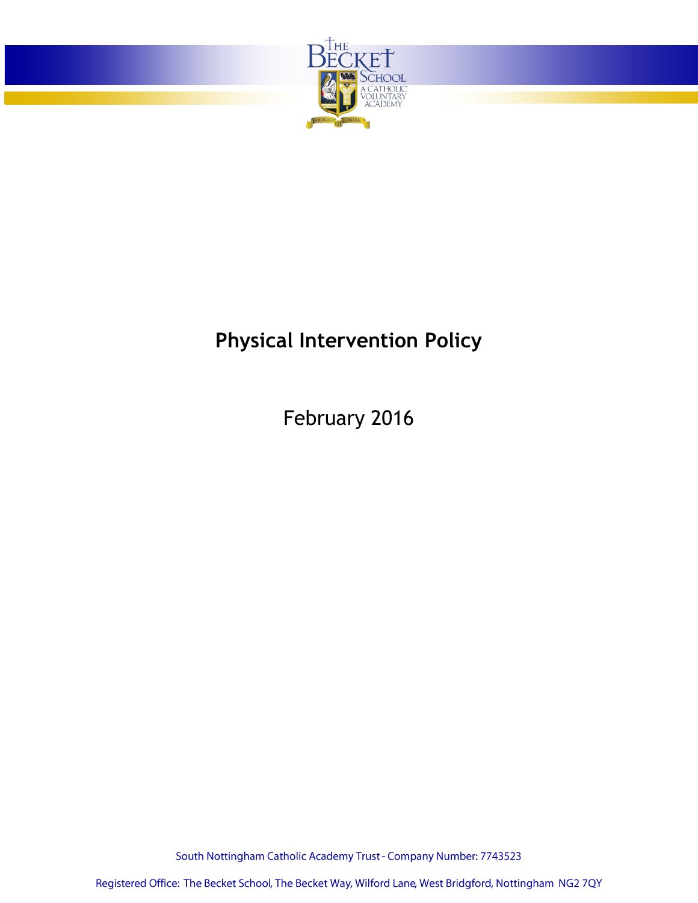# Physical Intervention Policy

February 2016

South Nottingham Catholic Academy Trust - Company Number: 7743523

Registered Office: The Becket School, The Becket Way, Wilford Lane, West Bridgford, Nottingham NG2 7QY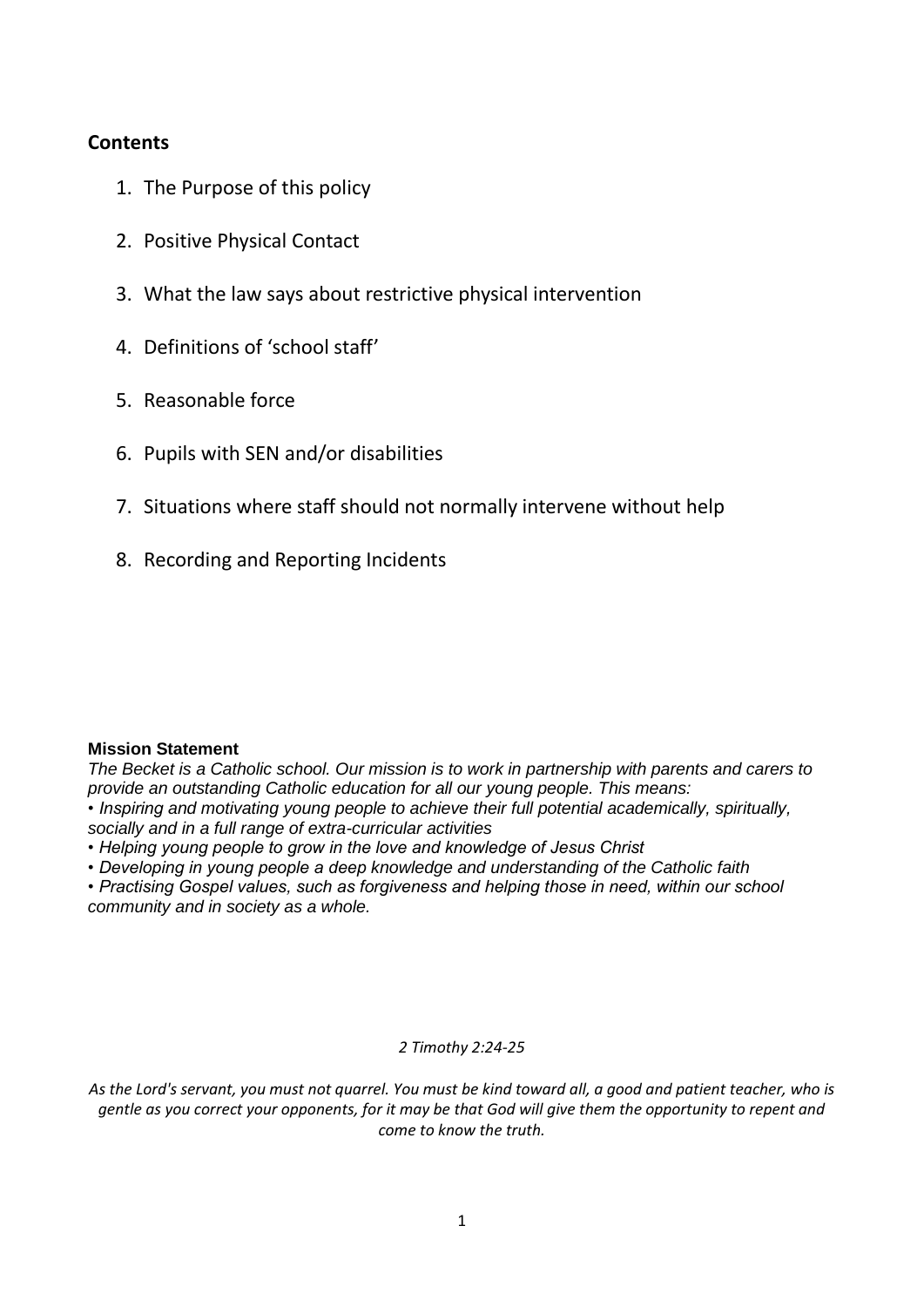## Contents

1. The Purpose of this policy
2. Positive Physical Contact
3. What the law says about restrictive physical intervention
4. Definitions of 'school staff'
5. Reasonable force
6. Pupils with SEN and/or disabilities
7. Situations where staff should not normally intervene without help
8. Recording and Reporting Incidents

**Mission Statement**

*The Becket is a Catholic school. Our mission is to work in partnership with parents and carers to provide an outstanding Catholic education for all our young people. This means:*

- *Inspiring and motivating young people to achieve their full potential academically, spiritually, socially and in a full range of extra-curricular activities*
- *Helping young people to grow in the love and knowledge of Jesus Christ*
- *Developing in young people a deep knowledge and understanding of the Catholic faith*
- *Practising Gospel values, such as forgiveness and helping those in need, within our school community and in society as a whole.*

*2 Timothy 2:24-25*

*As the Lord's servant, you must not quarrel. You must be kind toward all, a good and patient teacher, who is gentle as you correct your opponents, for it may be that God will give them the opportunity to repent and come to know the truth.*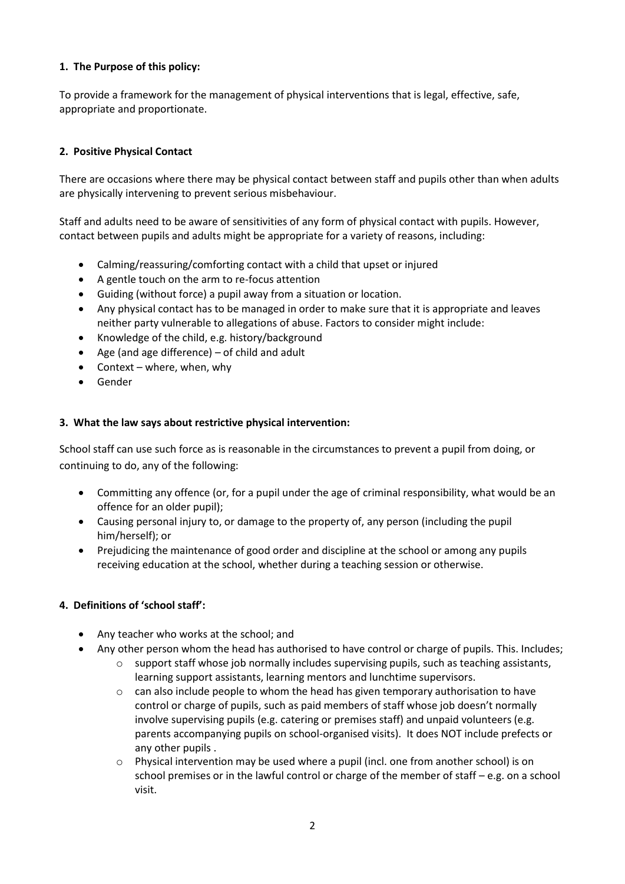**1. The Purpose of this policy:**

To provide a framework for the management of physical interventions that is legal, effective, safe, appropriate and proportionate.

**2. Positive Physical Contact**

There are occasions where there may be physical contact between staff and pupils other than when adults are physically intervening to prevent serious misbehaviour.

Staff and adults need to be aware of sensitivities of any form of physical contact with pupils. However, contact between pupils and adults might be appropriate for a variety of reasons, including:

- Calming/reassuring/comforting contact with a child that upset or injured
- A gentle touch on the arm to re-focus attention
- Guiding (without force) a pupil away from a situation or location.
- Any physical contact has to be managed in order to make sure that it is appropriate and leaves neither party vulnerable to allegations of abuse. Factors to consider might include:
- Knowledge of the child, e.g. history/background
- Age (and age difference) – of child and adult
- Context – where, when, why
- Gender

**3. What the law says about restrictive physical intervention:**

School staff can use such force as is reasonable in the circumstances to prevent a pupil from doing, or continuing to do, any of the following:

- Committing any offence (or, for a pupil under the age of criminal responsibility, what would be an offence for an older pupil);
- Causing personal injury to, or damage to the property of, any person (including the pupil him/herself); or
- Prejudicing the maintenance of good order and discipline at the school or among any pupils receiving education at the school, whether during a teaching session or otherwise.

**4. Definitions of 'school staff':**

- Any teacher who works at the school; and
- Any other person whom the head has authorised to have control or charge of pupils. This. Includes;
  - support staff whose job normally includes supervising pupils, such as teaching assistants, learning support assistants, learning mentors and lunchtime supervisors.
  - can also include people to whom the head has given temporary authorisation to have control or charge of pupils, such as paid members of staff whose job doesn't normally involve supervising pupils (e.g. catering or premises staff) and unpaid volunteers (e.g. parents accompanying pupils on school-organised visits). It does NOT include prefects or any other pupils .
  - Physical intervention may be used where a pupil (incl. one from another school) is on school premises or in the lawful control or charge of the member of staff – e.g. on a school visit.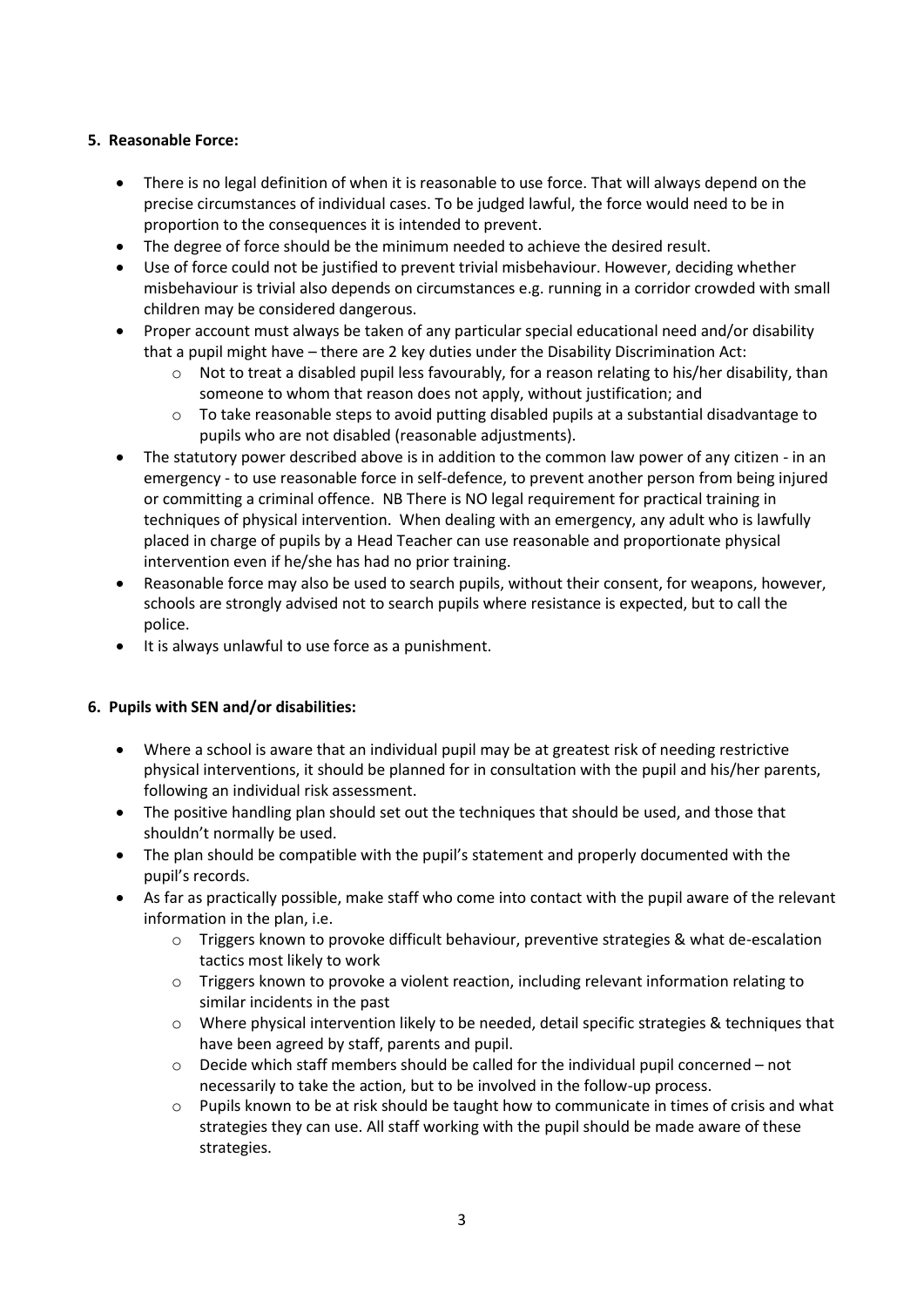**5. Reasonable Force:**

- There is no legal definition of when it is reasonable to use force. That will always depend on the precise circumstances of individual cases. To be judged lawful, the force would need to be in proportion to the consequences it is intended to prevent.
- The degree of force should be the minimum needed to achieve the desired result.
- Use of force could not be justified to prevent trivial misbehaviour. However, deciding whether misbehaviour is trivial also depends on circumstances e.g. running in a corridor crowded with small children may be considered dangerous.
- Proper account must always be taken of any particular special educational need and/or disability that a pupil might have – there are 2 key duties under the Disability Discrimination Act:
  - Not to treat a disabled pupil less favourably, for a reason relating to his/her disability, than someone to whom that reason does not apply, without justification; and
  - To take reasonable steps to avoid putting disabled pupils at a substantial disadvantage to pupils who are not disabled (reasonable adjustments).
- The statutory power described above is in addition to the common law power of any citizen - in an emergency - to use reasonable force in self-defence, to prevent another person from being injured or committing a criminal offence. NB There is NO legal requirement for practical training in techniques of physical intervention. When dealing with an emergency, any adult who is lawfully placed in charge of pupils by a Head Teacher can use reasonable and proportionate physical intervention even if he/she has had no prior training.
- Reasonable force may also be used to search pupils, without their consent, for weapons, however, schools are strongly advised not to search pupils where resistance is expected, but to call the police.
- It is always unlawful to use force as a punishment.

**6. Pupils with SEN and/or disabilities:**

- Where a school is aware that an individual pupil may be at greatest risk of needing restrictive physical interventions, it should be planned for in consultation with the pupil and his/her parents, following an individual risk assessment.
- The positive handling plan should set out the techniques that should be used, and those that shouldn't normally be used.
- The plan should be compatible with the pupil's statement and properly documented with the pupil's records.
- As far as practically possible, make staff who come into contact with the pupil aware of the relevant information in the plan, i.e.
  - Triggers known to provoke difficult behaviour, preventive strategies & what de-escalation tactics most likely to work
  - Triggers known to provoke a violent reaction, including relevant information relating to similar incidents in the past
  - Where physical intervention likely to be needed, detail specific strategies & techniques that have been agreed by staff, parents and pupil.
  - Decide which staff members should be called for the individual pupil concerned – not necessarily to take the action, but to be involved in the follow-up process.
  - Pupils known to be at risk should be taught how to communicate in times of crisis and what strategies they can use. All staff working with the pupil should be made aware of these strategies.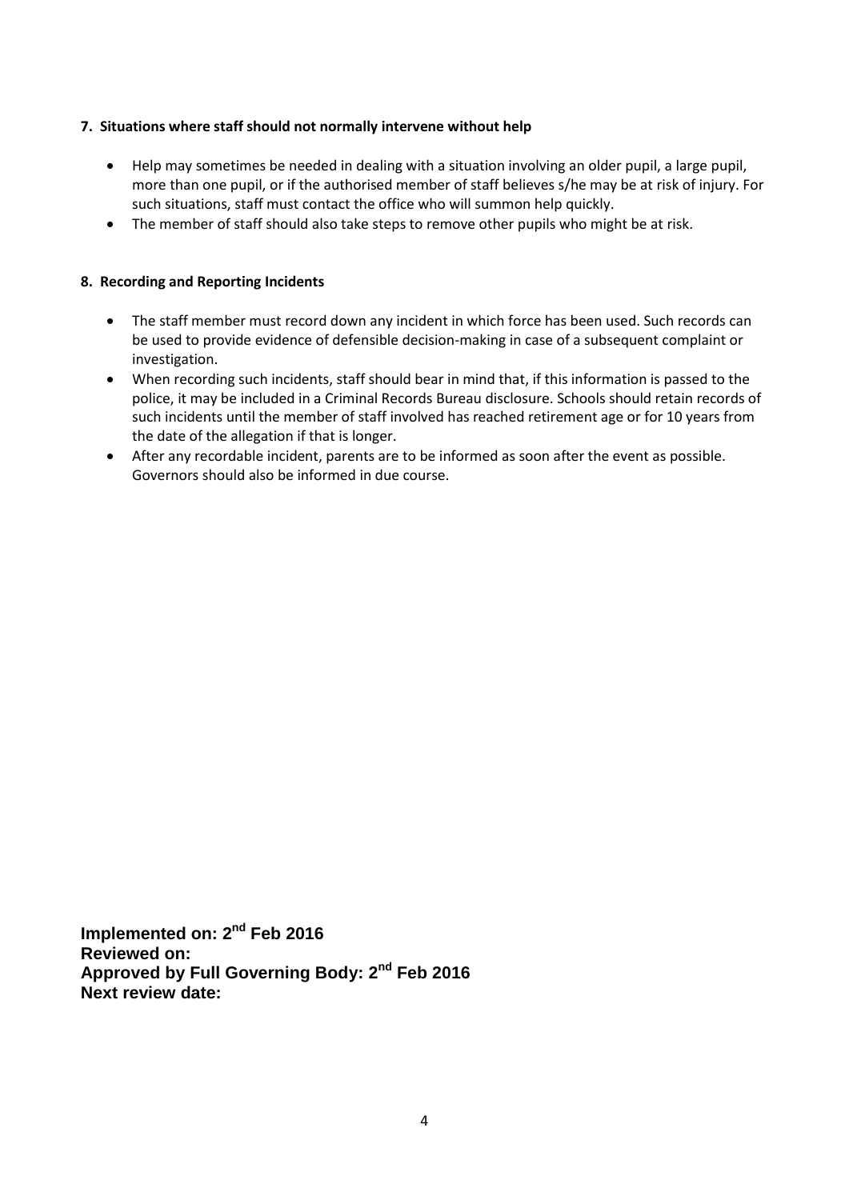### 7. Situations where staff should not normally intervene without help

- Help may sometimes be needed in dealing with a situation involving an older pupil, a large pupil, more than one pupil, or if the authorised member of staff believes s/he may be at risk of injury. For such situations, staff must contact the office who will summon help quickly.
- The member of staff should also take steps to remove other pupils who might be at risk.

### 8. Recording and Reporting Incidents

- The staff member must record down any incident in which force has been used. Such records can be used to provide evidence of defensible decision-making in case of a subsequent complaint or investigation.
- When recording such incidents, staff should bear in mind that, if this information is passed to the police, it may be included in a Criminal Records Bureau disclosure. Schools should retain records of such incidents until the member of staff involved has reached retirement age or for 10 years from the date of the allegation if that is longer.
- After any recordable incident, parents are to be informed as soon after the event as possible. Governors should also be informed in due course.

**Implemented on: 2nd Feb 2016**
**Reviewed on:**
**Approved by Full Governing Body: 2nd Feb 2016**
**Next review date:**